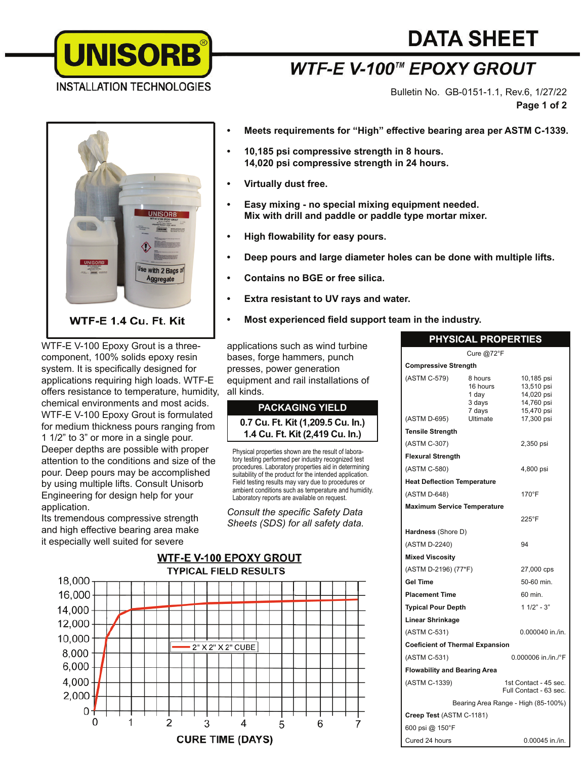# DATA SHEET

## WTF-E V-100™ EPOXY GROUT

Bulletin No. GB-0151-1.1, Rev.6, 1/27/22

WTF-E 1.4 Cu. Ft. Kit

- **Meets requirements for "High" effective bearing area per ASTM C-1339.**
- **10,185 psi compressive strength in 8 hours.**
  **14,020 psi compressive strength in 24 hours.**
- **Virtually dust free.**
- **Easy mixing - no special mixing equipment needed.**
  **Mix with drill and paddle or paddle type mortar mixer.**
- **High flowability for easy pours.**
- **Deep pours and large diameter holes can be done with multiple lifts.**
- **Contains no BGE or free silica.**
- **Extra resistant to UV rays and water.**
- **Most experienced field support team in the industry.**

WTF-E V-100 Epoxy Grout is a three-component, 100% solids epoxy resin system. It is specifically designed for applications requiring high loads. WTF-E offers resistance to temperature, humidity, chemical environments and most acids. WTF-E V-100 Epoxy Grout is formulated for medium thickness pours ranging from 1 1/2" to 3" or more in a single pour. Deeper depths are possible with proper attention to the conditions and size of the pour. Deep pours may be accomplished by using multiple lifts. Consult Unisorb Engineering for design help for your application.

Its tremendous compressive strength and high effective bearing area make it especially well suited for severe applications such as wind turbine bases, forge hammers, punch presses, power generation equipment and rail installations of all kinds.

| PACKAGING YIELD |
|---|
| **0.7 Cu. Ft. Kit (1,209.5 Cu. In.)** |
| **1.4 Cu. Ft. Kit (2,419 Cu. In.)** |

Physical properties shown are the result of laboratory testing performed per industry recognized test procedures. Laboratory properties aid in determining suitability of the product for the intended application. Field testing results may vary due to procedures or ambient conditions such as temperature and humidity. Laboratory reports are available on request.

*Consult the specific Safety Data Sheets (SDS) for all safety data.*

### WTF-E V-100 EPOXY GROUT
**TYPICAL FIELD RESULTS**

(Graph: compressive strength, 0–18,000, vs. CURE TIME (DAYS), 0–7; legend: 2" X 2" X 2" CUBE)

| PHYSICAL PROPERTIES | | |
|---|---|---|
| Cure @72°F | | |
| **Compressive Strength** | | |
| (ASTM C-579) | 8 hours | 10,185 psi |
| | 16 hours | 13,510 psi |
| | 1 day | 14,020 psi |
| | 3 days | 14,760 psi |
| | 7 days | 15,470 psi |
| (ASTM D-695) | Ultimate | 17,300 psi |
| **Tensile Strength** | | |
| (ASTM C-307) | | 2,350 psi |
| **Flexural Strength** | | |
| (ASTM C-580) | | 4,800 psi |
| **Heat Deflection Temperature** | | |
| (ASTM D-648) | | 170°F |
| **Maximum Service Temperature** | | |
| | | 225°F |
| **Hardness** (Shore D) | | |
| (ASTM D-2240) | | 94 |
| **Mixed Viscosity** | | |
| (ASTM D-2196) (77°F) | | 27,000 cps |
| **Gel Time** | | 50-60 min. |
| **Placement Time** | | 60 min. |
| **Typical Pour Depth** | | 1 1/2" - 3" |
| **Linear Shrinkage** | | |
| (ASTM C-531) | | 0.000040 in./in. |
| **Coeficient of Thermal Expansion** | | |
| (ASTM C-531) | | 0.000006 in./in./°F |
| **Flowability and Bearing Area** | | |
| (ASTM C-1339) | | 1st Contact - 45 sec. Full Contact - 63 sec. |
| Bearing Area Range - High (85-100%) | | |
| **Creep Test** (ASTM C-1181) | | |
| 600 psi @ 150°F | | |
| Cured 24 hours | | 0.00045 in./in. |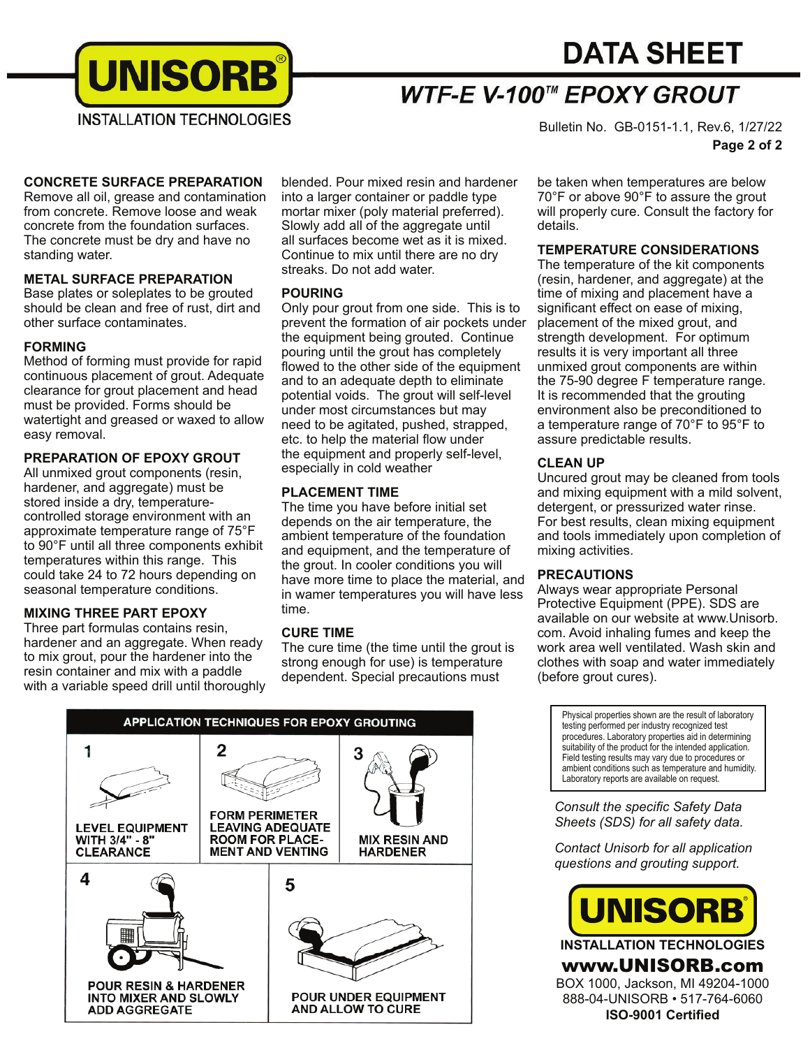# DATA SHEET

## WTF-E V-100™ EPOXY GROUT

Bulletin No. GB-0151-1.1, Rev.6, 1/27/22

### CONCRETE SURFACE PREPARATION

Remove all oil, grease and contamination from concrete. Remove loose and weak concrete from the foundation surfaces. The concrete must be dry and have no standing water.

### METAL SURFACE PREPARATION

Base plates or soleplates to be grouted should be clean and free of rust, dirt and other surface contaminates.

### FORMING

Method of forming must provide for rapid continuous placement of grout. Adequate clearance for grout placement and head must be provided. Forms should be watertight and greased or waxed to allow easy removal.

### PREPARATION OF EPOXY GROUT

All unmixed grout components (resin, hardener, and aggregate) must be stored inside a dry, temperature-controlled storage environment with an approximate temperature range of 75°F to 90°F until all three components exhibit temperatures within this range. This could take 24 to 72 hours depending on seasonal temperature conditions.

### MIXING THREE PART EPOXY

Three part formulas contains resin, hardener and an aggregate. When ready to mix grout, pour the hardener into the resin container and mix with a paddle with a variable speed drill until thoroughly blended. Pour mixed resin and hardener into a larger container or paddle type mortar mixer (poly material preferred). Slowly add all of the aggregate until all surfaces become wet as it is mixed. Continue to mix until there are no dry streaks. Do not add water.

### POURING

Only pour grout from one side. This is to prevent the formation of air pockets under the equipment being grouted. Continue pouring until the grout has completely flowed to the other side of the equipment and to an adequate depth to eliminate potential voids. The grout will self-level under most circumstances but may need to be agitated, pushed, strapped, etc. to help the material flow under the equipment and properly self-level, especially in cold weather

### PLACEMENT TIME

The time you have before initial set depends on the air temperature, the ambient temperature of the foundation and equipment, and the temperature of the grout. In cooler conditions you will have more time to place the material, and in wamer temperatures you will have less time.

### CURE TIME

The cure time (the time until the grout is strong enough for use) is temperature dependent. Special precautions must be taken when temperatures are below 70°F or above 90°F to assure the grout will properly cure. Consult the factory for details.

### TEMPERATURE CONSIDERATIONS

The temperature of the kit components (resin, hardener, and aggregate) at the time of mixing and placement have a significant effect on ease of mixing, placement of the mixed grout, and strength development. For optimum results it is very important all three unmixed grout components are within the 75-90 degree F temperature range. It is recommended that the grouting environment also be preconditioned to a temperature range of 70°F to 95°F to assure predictable results.

### CLEAN UP

Uncured grout may be cleaned from tools and mixing equipment with a mild solvent, detergent, or pressurized water rinse. For best results, clean mixing equipment and tools immediately upon completion of mixing activities.

### PRECAUTIONS

Always wear appropriate Personal Protective Equipment (PPE). SDS are available on our website at www.Unisorb.com. Avoid inhaling fumes and keep the work area well ventilated. Wash skin and clothes with soap and water immediately (before grout cures).

### APPLICATION TECHNIQUES FOR EPOXY GROUTING

1. LEVEL EQUIPMENT WITH 3/4" - 8" CLEARANCE
2. FORM PERIMETER LEAVING ADEQUATE ROOM FOR PLACEMENT AND VENTING
3. MIX RESIN AND HARDENER
4. POUR RESIN & HARDENER INTO MIXER AND SLOWLY ADD AGGREGATE
5. POUR UNDER EQUIPMENT AND ALLOW TO CURE

Physical properties shown are the result of laboratory testing performed per industry recognized test procedures. Laboratory properties aid in determining suitability of the product for the intended application. Field testing results may vary due to procedures or ambient conditions such as temperature and humidity. Laboratory reports are available on request.

*Consult the specific Safety Data Sheets (SDS) for all safety data.*

*Contact Unisorb for all application questions and grouting support.*

**UNISORB**
**INSTALLATION TECHNOLOGIES**
**www.UNISORB.com**
BOX 1000, Jackson, MI 49204-1000
888-04-UNISORB • 517-764-6060
**ISO-9001 Certified**